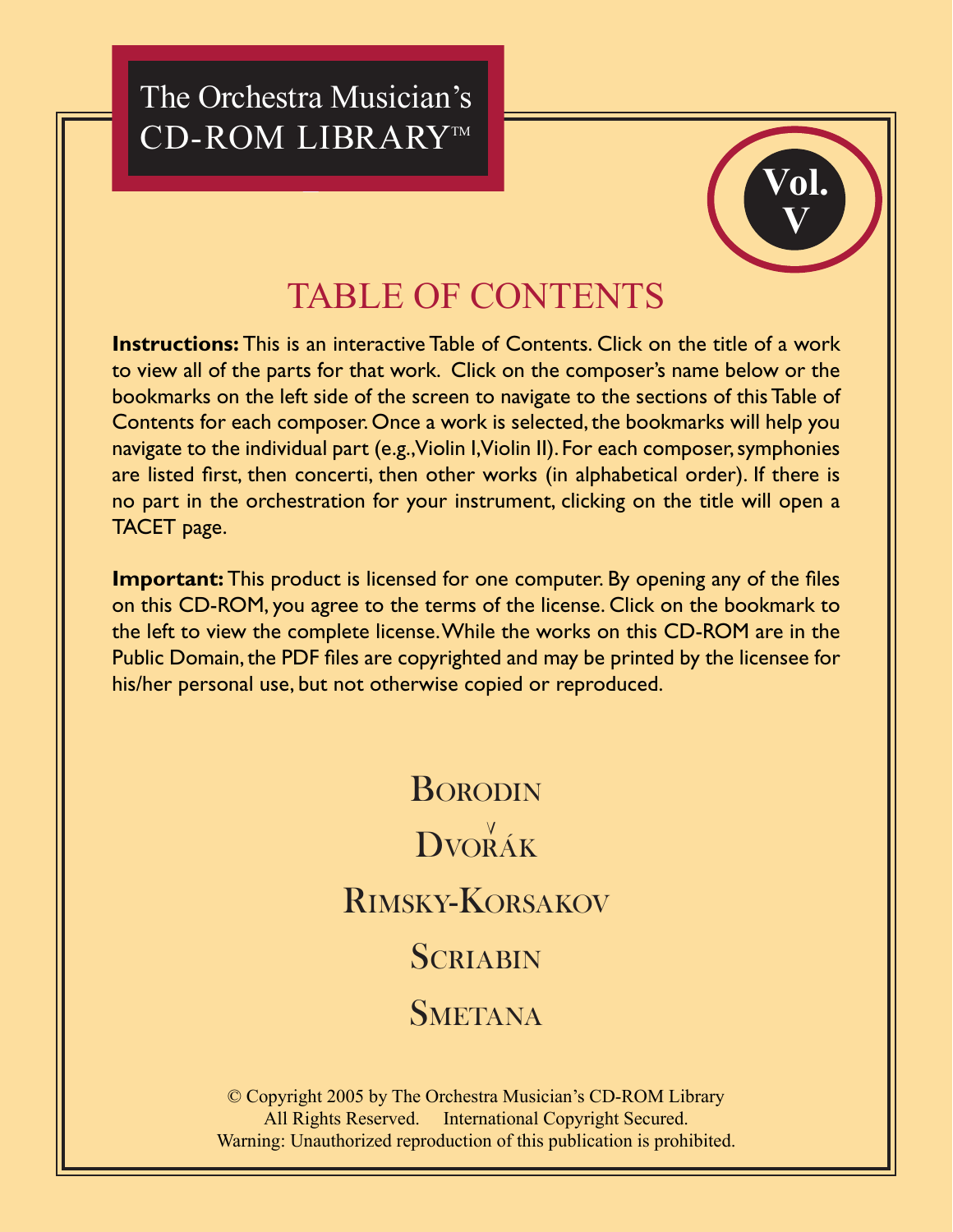The Orchestra Musician's
CD-ROM LIBRARY™

**Vol. V**

# TABLE OF CONTENTS

**Instructions:** This is an interactive Table of Contents. Click on the title of a work to view all of the parts for that work. Click on the composer's name below or the bookmarks on the left side of the screen to navigate to the sections of this Table of Contents for each composer. Once a work is selected, the bookmarks will help you navigate to the individual part (e.g., Violin I, Violin II). For each composer, symphonies are listed first, then concerti, then other works (in alphabetical order). If there is no part in the orchestration for your instrument, clicking on the title will open a TACET page.

**Important:** This product is licensed for one computer. By opening any of the files on this CD-ROM, you agree to the terms of the license. Click on the bookmark to the left to view the complete license. While the works on this CD-ROM are in the Public Domain, the PDF files are copyrighted and may be printed by the licensee for his/her personal use, but not otherwise copied or reproduced.

BORODIN

DVOŘÁK

RIMSKY-KORSAKOV

SCRIABIN

SMETANA

© Copyright 2005 by The Orchestra Musician's CD-ROM Library
All Rights Reserved. International Copyright Secured.
Warning: Unauthorized reproduction of this publication is prohibited.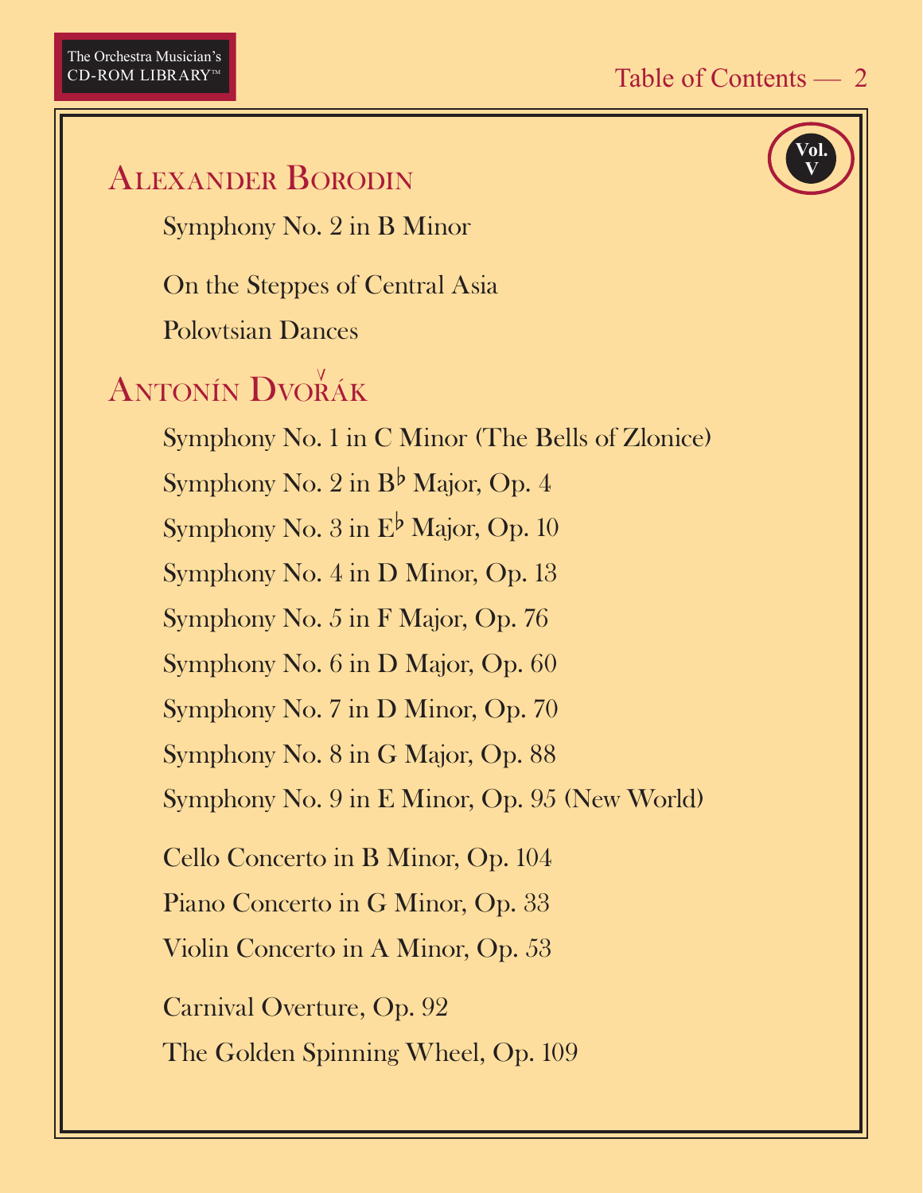Vol. V

## Alexander Borodin

Symphony No. 2 in B Minor

On the Steppes of Central Asia

Polovtsian Dances

## Antonín Dvořák

Symphony No. 1 in C Minor (The Bells of Zlonice)

Symphony No. 2 in B♭ Major, Op. 4

Symphony No. 3 in E♭ Major, Op. 10

Symphony No. 4 in D Minor, Op. 13

Symphony No. 5 in F Major, Op. 76

Symphony No. 6 in D Major, Op. 60

Symphony No. 7 in D Minor, Op. 70

Symphony No. 8 in G Major, Op. 88

Symphony No. 9 in E Minor, Op. 95 (New World)

Cello Concerto in B Minor, Op. 104

Piano Concerto in G Minor, Op. 33

Violin Concerto in A Minor, Op. 53

Carnival Overture, Op. 92

The Golden Spinning Wheel, Op. 109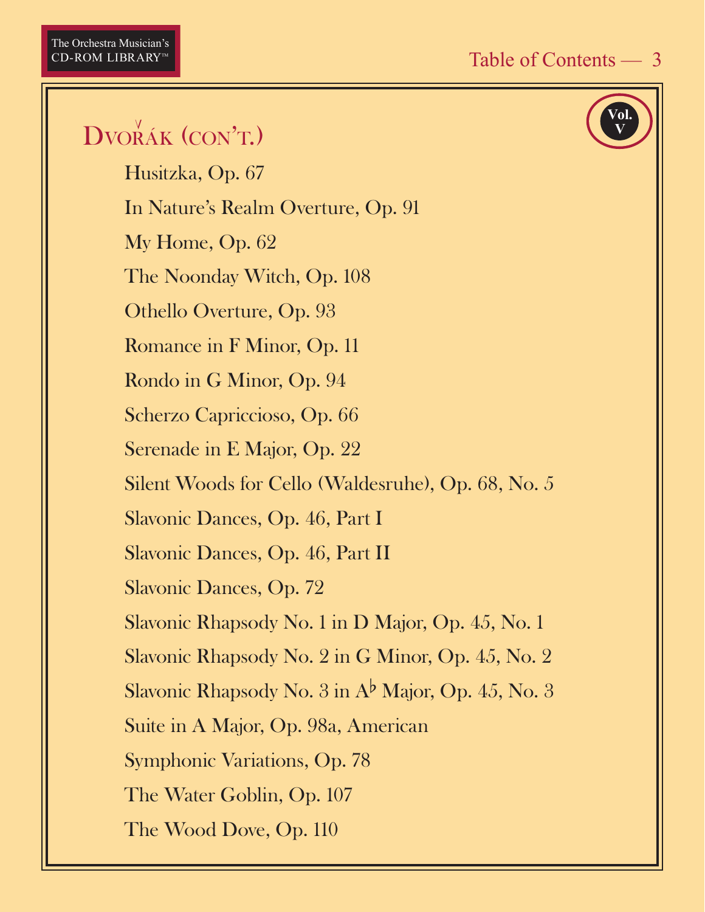## Dvořák (con't.)

Vol. V

Husitzka, Op. 67

In Nature's Realm Overture, Op. 91

My Home, Op. 62

The Noonday Witch, Op. 108

Othello Overture, Op. 93

Romance in F Minor, Op. 11

Rondo in G Minor, Op. 94

Scherzo Capriccioso, Op. 66

Serenade in E Major, Op. 22

Silent Woods for Cello (Waldesruhe), Op. 68, No. 5

Slavonic Dances, Op. 46, Part I

Slavonic Dances, Op. 46, Part II

Slavonic Dances, Op. 72

Slavonic Rhapsody No. 1 in D Major, Op. 45, No. 1

Slavonic Rhapsody No. 2 in G Minor, Op. 45, No. 2

Slavonic Rhapsody No. 3 in A♭ Major, Op. 45, No. 3

Suite in A Major, Op. 98a, American

Symphonic Variations, Op. 78

The Water Goblin, Op. 107

The Wood Dove, Op. 110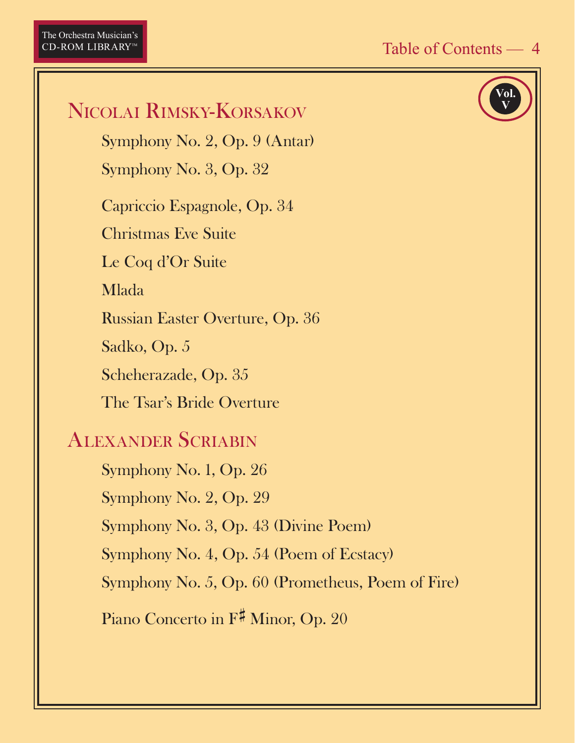## Nicolai Rimsky-Korsakov

Symphony No. 2, Op. 9 (Antar)

Symphony No. 3, Op. 32

Capriccio Espagnole, Op. 34

Christmas Eve Suite

Le Coq d'Or Suite

Mlada

Russian Easter Overture, Op. 36

Sadko, Op. 5

Scheherazade, Op. 35

The Tsar's Bride Overture

## Alexander Scriabin

Symphony No. 1, Op. 26

Symphony No. 2, Op. 29

Symphony No. 3, Op. 43 (Divine Poem)

Symphony No. 4, Op. 54 (Poem of Ecstacy)

Symphony No. 5, Op. 60 (Prometheus, Poem of Fire)

Piano Concerto in F♯ Minor, Op. 20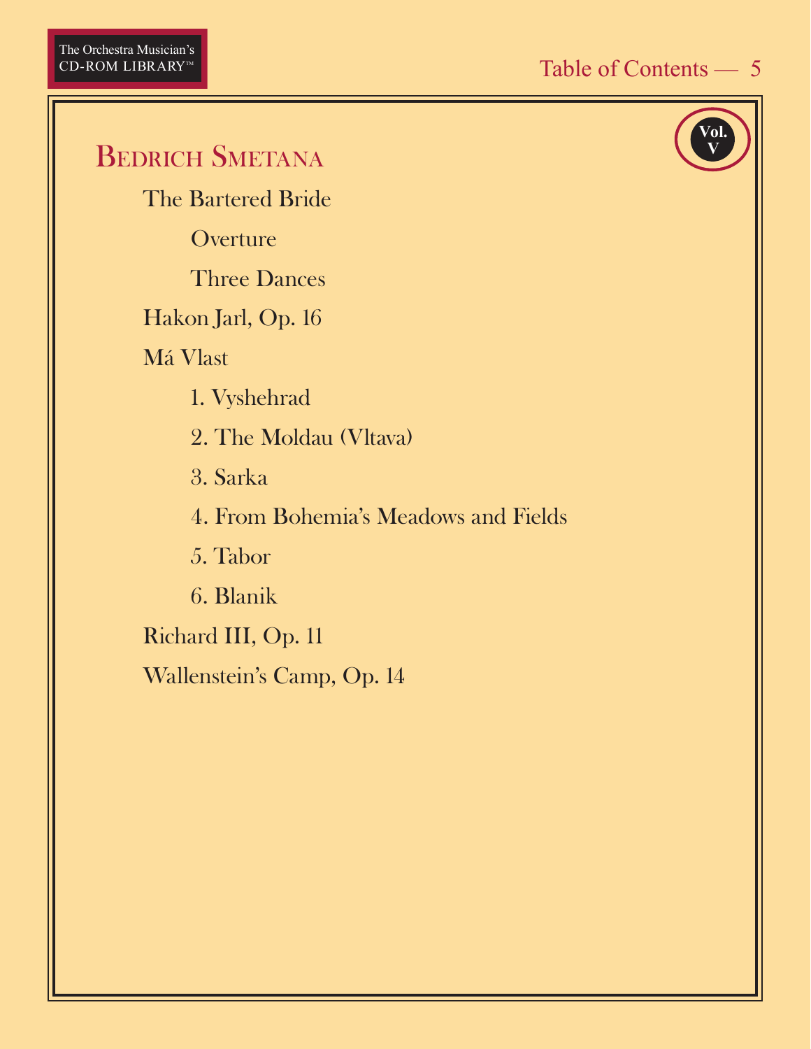Vol. V

## Bedrich Smetana

- The Bartered Bride
  - Overture
  - Three Dances
- Hakon Jarl, Op. 16
- Má Vlast
  - 1. Vyshehrad
  - 2. The Moldau (Vltava)
  - 3. Sarka
  - 4. From Bohemia's Meadows and Fields
  - 5. Tabor
  - 6. Blanik
- Richard III, Op. 11
- Wallenstein's Camp, Op. 14